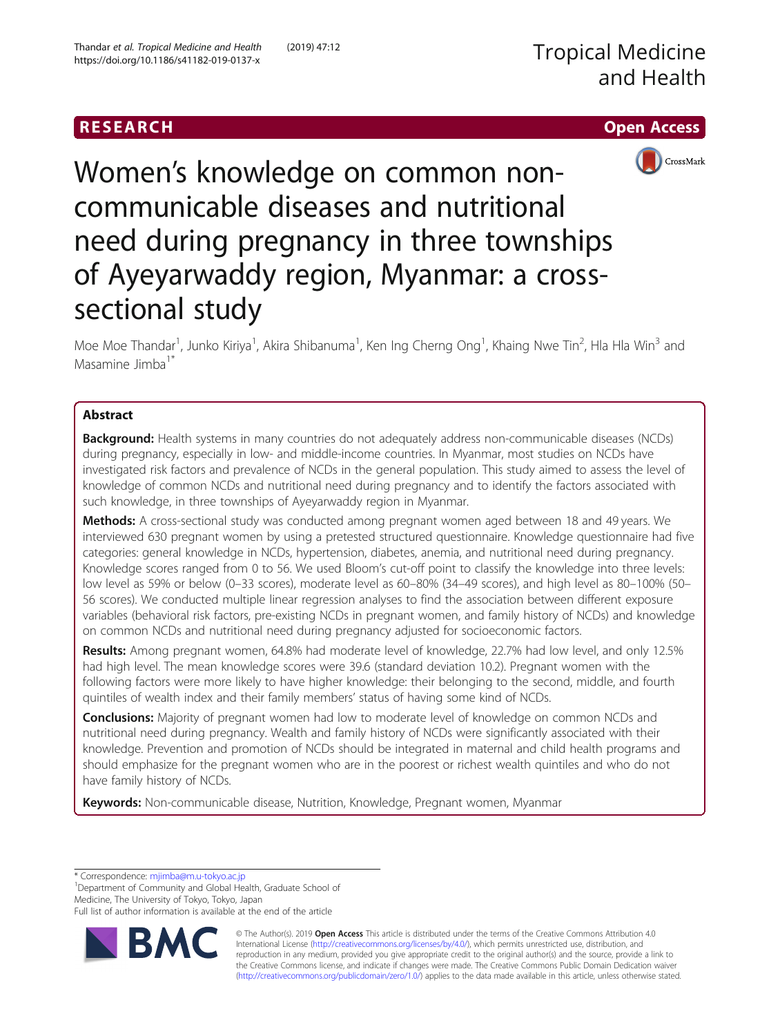RESEARCH Open Access

# Women's knowledge on common non-communicable diseases and nutritional need during pregnancy in three townships of Ayeyarwaddy region, Myanmar: a cross-sectional study

Moe Moe Thandar[1], Junko Kiriya[1], Akira Shibanuma[1], Ken Ing Cherng Ong[1], Khaing Nwe Tin[2], Hla Hla Win[3] and Masamine Jimba[1*]

## Abstract

**Background:** Health systems in many countries do not adequately address non-communicable diseases (NCDs) during pregnancy, especially in low- and middle-income countries. In Myanmar, most studies on NCDs have investigated risk factors and prevalence of NCDs in the general population. This study aimed to assess the level of knowledge of common NCDs and nutritional need during pregnancy and to identify the factors associated with such knowledge, in three townships of Ayeyarwaddy region in Myanmar.

**Methods:** A cross-sectional study was conducted among pregnant women aged between 18 and 49 years. We interviewed 630 pregnant women by using a pretested structured questionnaire. Knowledge questionnaire had five categories: general knowledge in NCDs, hypertension, diabetes, anemia, and nutritional need during pregnancy. Knowledge scores ranged from 0 to 56. We used Bloom's cut-off point to classify the knowledge into three levels: low level as 59% or below (0–33 scores), moderate level as 60–80% (34–49 scores), and high level as 80–100% (50–56 scores). We conducted multiple linear regression analyses to find the association between different exposure variables (behavioral risk factors, pre-existing NCDs in pregnant women, and family history of NCDs) and knowledge on common NCDs and nutritional need during pregnancy adjusted for socioeconomic factors.

**Results:** Among pregnant women, 64.8% had moderate level of knowledge, 22.7% had low level, and only 12.5% had high level. The mean knowledge scores were 39.6 (standard deviation 10.2). Pregnant women with the following factors were more likely to have higher knowledge: their belonging to the second, middle, and fourth quintiles of wealth index and their family members' status of having some kind of NCDs.

**Conclusions:** Majority of pregnant women had low to moderate level of knowledge on common NCDs and nutritional need during pregnancy. Wealth and family history of NCDs were significantly associated with their knowledge. Prevention and promotion of NCDs should be integrated in maternal and child health programs and should emphasize for the pregnant women who are in the poorest or richest wealth quintiles and who do not have family history of NCDs.

**Keywords:** Non-communicable disease, Nutrition, Knowledge, Pregnant women, Myanmar

\* Correspondence: mjimba@m.u-tokyo.ac.jp
[1]Department of Community and Global Health, Graduate School of Medicine, The University of Tokyo, Tokyo, Japan
Full list of author information is available at the end of the article

© The Author(s). 2019 **Open Access** This article is distributed under the terms of the Creative Commons Attribution 4.0 International License (http://creativecommons.org/licenses/by/4.0/), which permits unrestricted use, distribution, and reproduction in any medium, provided you give appropriate credit to the original author(s) and the source, provide a link to the Creative Commons license, and indicate if changes were made. The Creative Commons Public Domain Dedication waiver (http://creativecommons.org/publicdomain/zero/1.0/) applies to the data made available in this article, unless otherwise stated.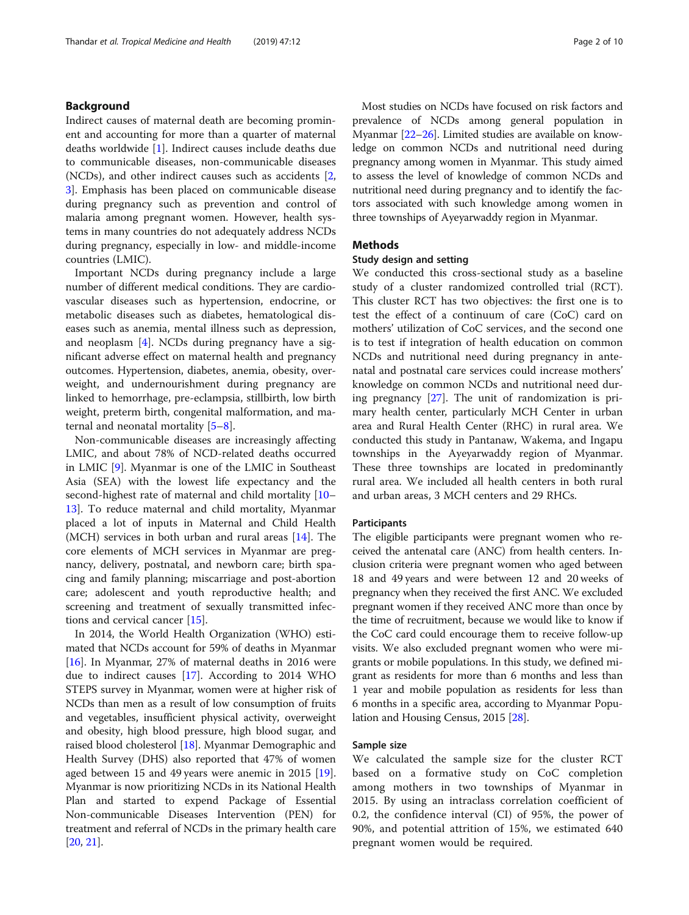## Background

Indirect causes of maternal death are becoming prominent and accounting for more than a quarter of maternal deaths worldwide [1]. Indirect causes include deaths due to communicable diseases, non-communicable diseases (NCDs), and other indirect causes such as accidents [2, 3]. Emphasis has been placed on communicable disease during pregnancy such as prevention and control of malaria among pregnant women. However, health systems in many countries do not adequately address NCDs during pregnancy, especially in low- and middle-income countries (LMIC).

Important NCDs during pregnancy include a large number of different medical conditions. They are cardiovascular diseases such as hypertension, endocrine, or metabolic diseases such as diabetes, hematological diseases such as anemia, mental illness such as depression, and neoplasm [4]. NCDs during pregnancy have a significant adverse effect on maternal health and pregnancy outcomes. Hypertension, diabetes, anemia, obesity, overweight, and undernourishment during pregnancy are linked to hemorrhage, pre-eclampsia, stillbirth, low birth weight, preterm birth, congenital malformation, and maternal and neonatal mortality [5–8].

Non-communicable diseases are increasingly affecting LMIC, and about 78% of NCD-related deaths occurred in LMIC [9]. Myanmar is one of the LMIC in Southeast Asia (SEA) with the lowest life expectancy and the second-highest rate of maternal and child mortality [10–13]. To reduce maternal and child mortality, Myanmar placed a lot of inputs in Maternal and Child Health (MCH) services in both urban and rural areas [14]. The core elements of MCH services in Myanmar are pregnancy, delivery, postnatal, and newborn care; birth spacing and family planning; miscarriage and post-abortion care; adolescent and youth reproductive health; and screening and treatment of sexually transmitted infections and cervical cancer [15].

In 2014, the World Health Organization (WHO) estimated that NCDs account for 59% of deaths in Myanmar [16]. In Myanmar, 27% of maternal deaths in 2016 were due to indirect causes [17]. According to 2014 WHO STEPS survey in Myanmar, women were at higher risk of NCDs than men as a result of low consumption of fruits and vegetables, insufficient physical activity, overweight and obesity, high blood pressure, high blood sugar, and raised blood cholesterol [18]. Myanmar Demographic and Health Survey (DHS) also reported that 47% of women aged between 15 and 49 years were anemic in 2015 [19]. Myanmar is now prioritizing NCDs in its National Health Plan and started to expend Package of Essential Non-communicable Diseases Intervention (PEN) for treatment and referral of NCDs in the primary health care [20, 21].

Most studies on NCDs have focused on risk factors and prevalence of NCDs among general population in Myanmar [22–26]. Limited studies are available on knowledge on common NCDs and nutritional need during pregnancy among women in Myanmar. This study aimed to assess the level of knowledge of common NCDs and nutritional need during pregnancy and to identify the factors associated with such knowledge among women in three townships of Ayeyarwaddy region in Myanmar.

## Methods

### Study design and setting

We conducted this cross-sectional study as a baseline study of a cluster randomized controlled trial (RCT). This cluster RCT has two objectives: the first one is to test the effect of a continuum of care (CoC) card on mothers' utilization of CoC services, and the second one is to test if integration of health education on common NCDs and nutritional need during pregnancy in antenatal and postnatal care services could increase mothers' knowledge on common NCDs and nutritional need during pregnancy [27]. The unit of randomization is primary health center, particularly MCH Center in urban area and Rural Health Center (RHC) in rural area. We conducted this study in Pantanaw, Wakema, and Ingapu townships in the Ayeyarwaddy region of Myanmar. These three townships are located in predominantly rural area. We included all health centers in both rural and urban areas, 3 MCH centers and 29 RHCs.

### Participants

The eligible participants were pregnant women who received the antenatal care (ANC) from health centers. Inclusion criteria were pregnant women who aged between 18 and 49 years and were between 12 and 20 weeks of pregnancy when they received the first ANC. We excluded pregnant women if they received ANC more than once by the time of recruitment, because we would like to know if the CoC card could encourage them to receive follow-up visits. We also excluded pregnant women who were migrants or mobile populations. In this study, we defined migrant as residents for more than 6 months and less than 1 year and mobile population as residents for less than 6 months in a specific area, according to Myanmar Population and Housing Census, 2015 [28].

### Sample size

We calculated the sample size for the cluster RCT based on a formative study on CoC completion among mothers in two townships of Myanmar in 2015. By using an intraclass correlation coefficient of 0.2, the confidence interval (CI) of 95%, the power of 90%, and potential attrition of 15%, we estimated 640 pregnant women would be required.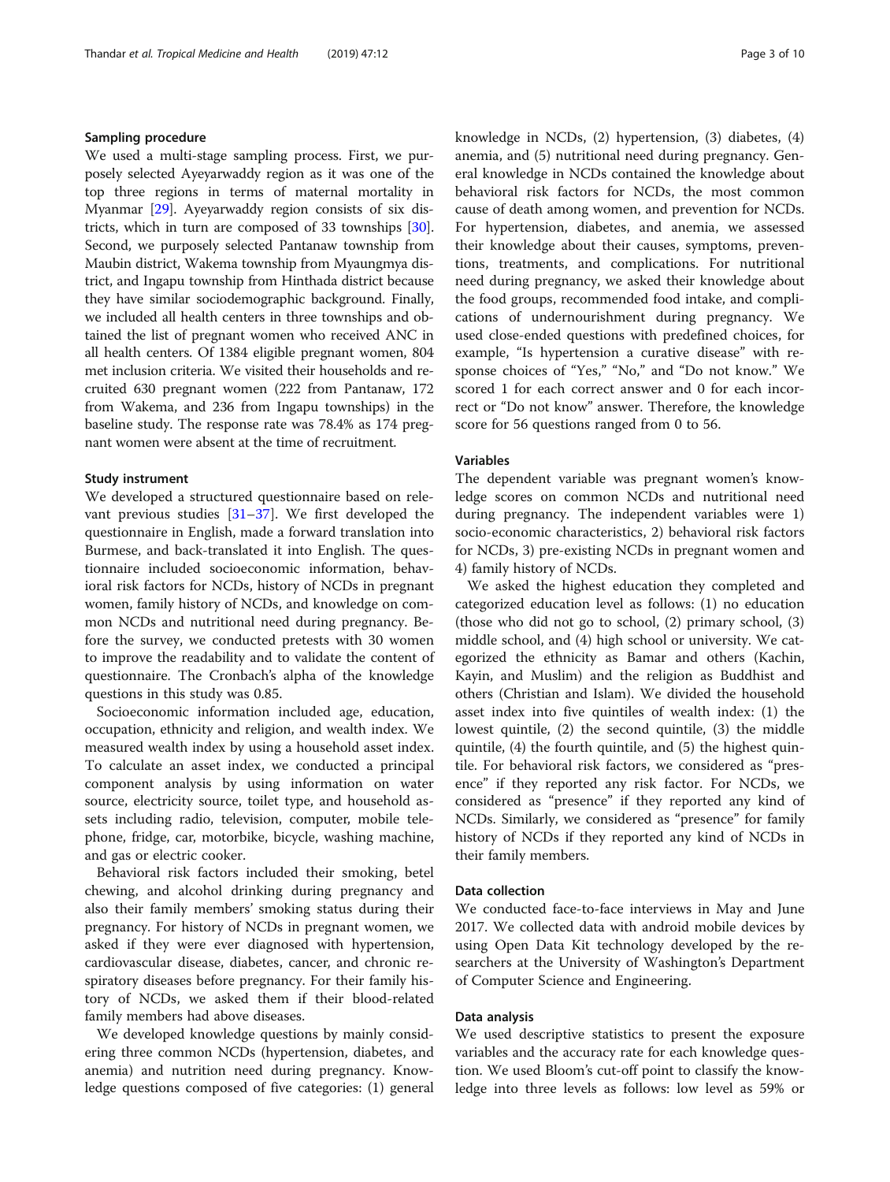### Sampling procedure

We used a multi-stage sampling process. First, we purposely selected Ayeyarwaddy region as it was one of the top three regions in terms of maternal mortality in Myanmar [29]. Ayeyarwaddy region consists of six districts, which in turn are composed of 33 townships [30]. Second, we purposely selected Pantanaw township from Maubin district, Wakema township from Myaungmya district, and Ingapu township from Hinthada district because they have similar sociodemographic background. Finally, we included all health centers in three townships and obtained the list of pregnant women who received ANC in all health centers. Of 1384 eligible pregnant women, 804 met inclusion criteria. We visited their households and recruited 630 pregnant women (222 from Pantanaw, 172 from Wakema, and 236 from Ingapu townships) in the baseline study. The response rate was 78.4% as 174 pregnant women were absent at the time of recruitment.

### Study instrument

We developed a structured questionnaire based on relevant previous studies [31–37]. We first developed the questionnaire in English, made a forward translation into Burmese, and back-translated it into English. The questionnaire included socioeconomic information, behavioral risk factors for NCDs, history of NCDs in pregnant women, family history of NCDs, and knowledge on common NCDs and nutritional need during pregnancy. Before the survey, we conducted pretests with 30 women to improve the readability and to validate the content of questionnaire. The Cronbach's alpha of the knowledge questions in this study was 0.85.

Socioeconomic information included age, education, occupation, ethnicity and religion, and wealth index. We measured wealth index by using a household asset index. To calculate an asset index, we conducted a principal component analysis by using information on water source, electricity source, toilet type, and household assets including radio, television, computer, mobile telephone, fridge, car, motorbike, bicycle, washing machine, and gas or electric cooker.

Behavioral risk factors included their smoking, betel chewing, and alcohol drinking during pregnancy and also their family members' smoking status during their pregnancy. For history of NCDs in pregnant women, we asked if they were ever diagnosed with hypertension, cardiovascular disease, diabetes, cancer, and chronic respiratory diseases before pregnancy. For their family history of NCDs, we asked them if their blood-related family members had above diseases.

We developed knowledge questions by mainly considering three common NCDs (hypertension, diabetes, and anemia) and nutrition need during pregnancy. Knowledge questions composed of five categories: (1) general knowledge in NCDs, (2) hypertension, (3) diabetes, (4) anemia, and (5) nutritional need during pregnancy. General knowledge in NCDs contained the knowledge about behavioral risk factors for NCDs, the most common cause of death among women, and prevention for NCDs. For hypertension, diabetes, and anemia, we assessed their knowledge about their causes, symptoms, preventions, treatments, and complications. For nutritional need during pregnancy, we asked their knowledge about the food groups, recommended food intake, and complications of undernourishment during pregnancy. We used close-ended questions with predefined choices, for example, "Is hypertension a curative disease" with response choices of "Yes," "No," and "Do not know." We scored 1 for each correct answer and 0 for each incorrect or "Do not know" answer. Therefore, the knowledge score for 56 questions ranged from 0 to 56.

### Variables

The dependent variable was pregnant women's knowledge scores on common NCDs and nutritional need during pregnancy. The independent variables were 1) socio-economic characteristics, 2) behavioral risk factors for NCDs, 3) pre-existing NCDs in pregnant women and 4) family history of NCDs.

We asked the highest education they completed and categorized education level as follows: (1) no education (those who did not go to school, (2) primary school, (3) middle school, and (4) high school or university. We categorized the ethnicity as Bamar and others (Kachin, Kayin, and Muslim) and the religion as Buddhist and others (Christian and Islam). We divided the household asset index into five quintiles of wealth index: (1) the lowest quintile, (2) the second quintile, (3) the middle quintile, (4) the fourth quintile, and (5) the highest quintile. For behavioral risk factors, we considered as "presence" if they reported any risk factor. For NCDs, we considered as "presence" if they reported any kind of NCDs. Similarly, we considered as "presence" for family history of NCDs if they reported any kind of NCDs in their family members.

### Data collection

We conducted face-to-face interviews in May and June 2017. We collected data with android mobile devices by using Open Data Kit technology developed by the researchers at the University of Washington's Department of Computer Science and Engineering.

### Data analysis

We used descriptive statistics to present the exposure variables and the accuracy rate for each knowledge question. We used Bloom's cut-off point to classify the knowledge into three levels as follows: low level as 59% or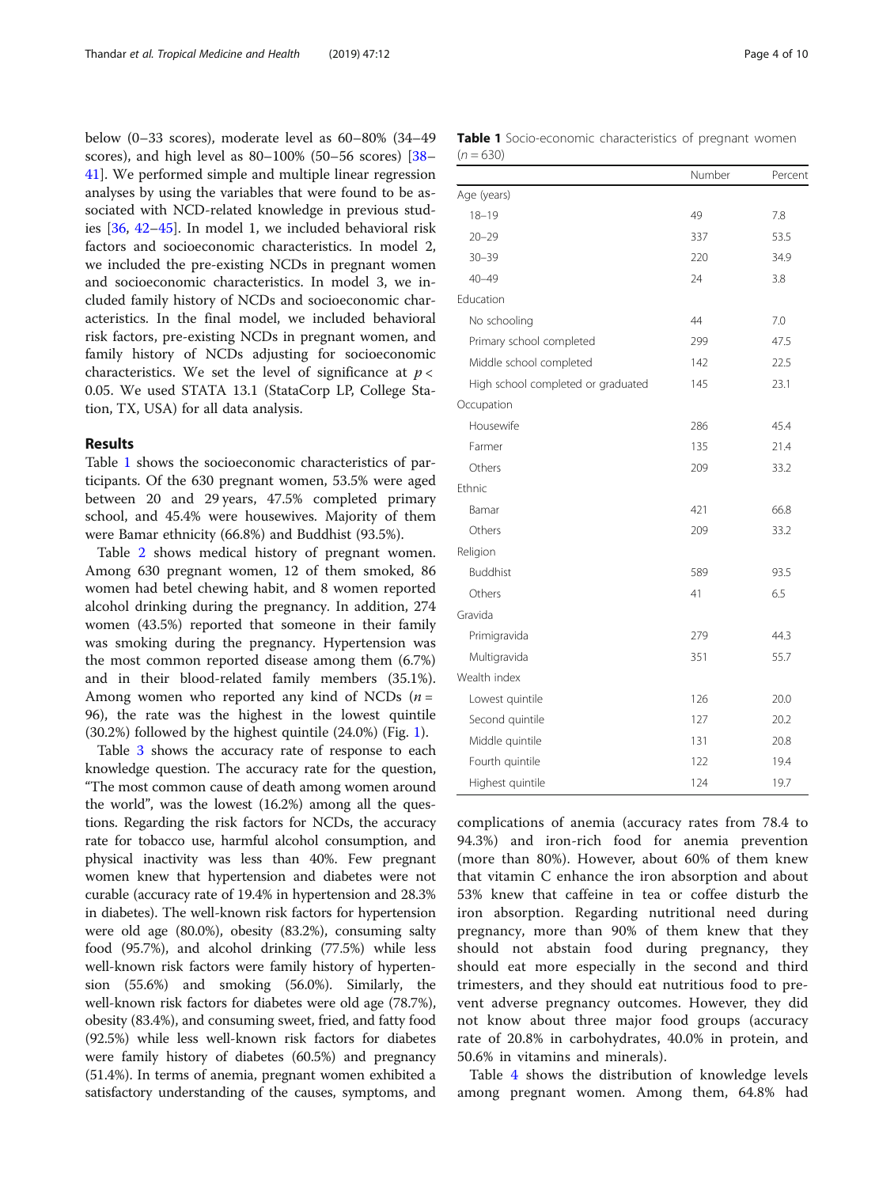below (0–33 scores), moderate level as 60–80% (34–49 scores), and high level as 80–100% (50–56 scores) [38–41]. We performed simple and multiple linear regression analyses by using the variables that were found to be associated with NCD-related knowledge in previous studies [36, 42–45]. In model 1, we included behavioral risk factors and socioeconomic characteristics. In model 2, we included the pre-existing NCDs in pregnant women and socioeconomic characteristics. In model 3, we included family history of NCDs and socioeconomic characteristics. In the final model, we included behavioral risk factors, pre-existing NCDs in pregnant women, and family history of NCDs adjusting for socioeconomic characteristics. We set the level of significance at $p < 0.05$. We used STATA 13.1 (StataCorp LP, College Station, TX, USA) for all data analysis.

## Results

Table 1 shows the socioeconomic characteristics of participants. Of the 630 pregnant women, 53.5% were aged between 20 and 29 years, 47.5% completed primary school, and 45.4% were housewives. Majority of them were Bamar ethnicity (66.8%) and Buddhist (93.5%).

Table 2 shows medical history of pregnant women. Among 630 pregnant women, 12 of them smoked, 86 women had betel chewing habit, and 8 women reported alcohol drinking during the pregnancy. In addition, 274 women (43.5%) reported that someone in their family was smoking during the pregnancy. Hypertension was the most common reported disease among them (6.7%) and in their blood-related family members (35.1%). Among women who reported any kind of NCDs ($n = 96$), the rate was the highest in the lowest quintile (30.2%) followed by the highest quintile (24.0%) (Fig. 1).

Table 3 shows the accuracy rate of response to each knowledge question. The accuracy rate for the question, "The most common cause of death among women around the world", was the lowest (16.2%) among all the questions. Regarding the risk factors for NCDs, the accuracy rate for tobacco use, harmful alcohol consumption, and physical inactivity was less than 40%. Few pregnant women knew that hypertension and diabetes were not curable (accuracy rate of 19.4% in hypertension and 28.3% in diabetes). The well-known risk factors for hypertension were old age (80.0%), obesity (83.2%), consuming salty food (95.7%), and alcohol drinking (77.5%) while less well-known risk factors were family history of hypertension (55.6%) and smoking (56.0%). Similarly, the well-known risk factors for diabetes were old age (78.7%), obesity (83.4%), and consuming sweet, fried, and fatty food (92.5%) while less well-known risk factors for diabetes were family history of diabetes (60.5%) and pregnancy (51.4%). In terms of anemia, pregnant women exhibited a satisfactory understanding of the causes, symptoms, and complications of anemia (accuracy rates from 78.4 to 94.3%) and iron-rich food for anemia prevention (more than 80%). However, about 60% of them knew that vitamin C enhance the iron absorption and about 53% knew that caffeine in tea or coffee disturb the iron absorption. Regarding nutritional need during pregnancy, more than 90% of them knew that they should not abstain food during pregnancy, they should eat more especially in the second and third trimesters, and they should eat nutritious food to prevent adverse pregnancy outcomes. However, they did not know about three major food groups (accuracy rate of 20.8% in carbohydrates, 40.0% in protein, and 50.6% in vitamins and minerals).

Table 4 shows the distribution of knowledge levels among pregnant women. Among them, 64.8% had

**Table 1** Socio-economic characteristics of pregnant women ($n = 630$)

| | Number | Percent |
|---|---|---|
| Age (years) | | |
| 18–19 | 49 | 7.8 |
| 20–29 | 337 | 53.5 |
| 30–39 | 220 | 34.9 |
| 40–49 | 24 | 3.8 |
| Education | | |
| No schooling | 44 | 7.0 |
| Primary school completed | 299 | 47.5 |
| Middle school completed | 142 | 22.5 |
| High school completed or graduated | 145 | 23.1 |
| Occupation | | |
| Housewife | 286 | 45.4 |
| Farmer | 135 | 21.4 |
| Others | 209 | 33.2 |
| Ethnic | | |
| Bamar | 421 | 66.8 |
| Others | 209 | 33.2 |
| Religion | | |
| Buddhist | 589 | 93.5 |
| Others | 41 | 6.5 |
| Gravida | | |
| Primigravida | 279 | 44.3 |
| Multigravida | 351 | 55.7 |
| Wealth index | | |
| Lowest quintile | 126 | 20.0 |
| Second quintile | 127 | 20.2 |
| Middle quintile | 131 | 20.8 |
| Fourth quintile | 122 | 19.4 |
| Highest quintile | 124 | 19.7 |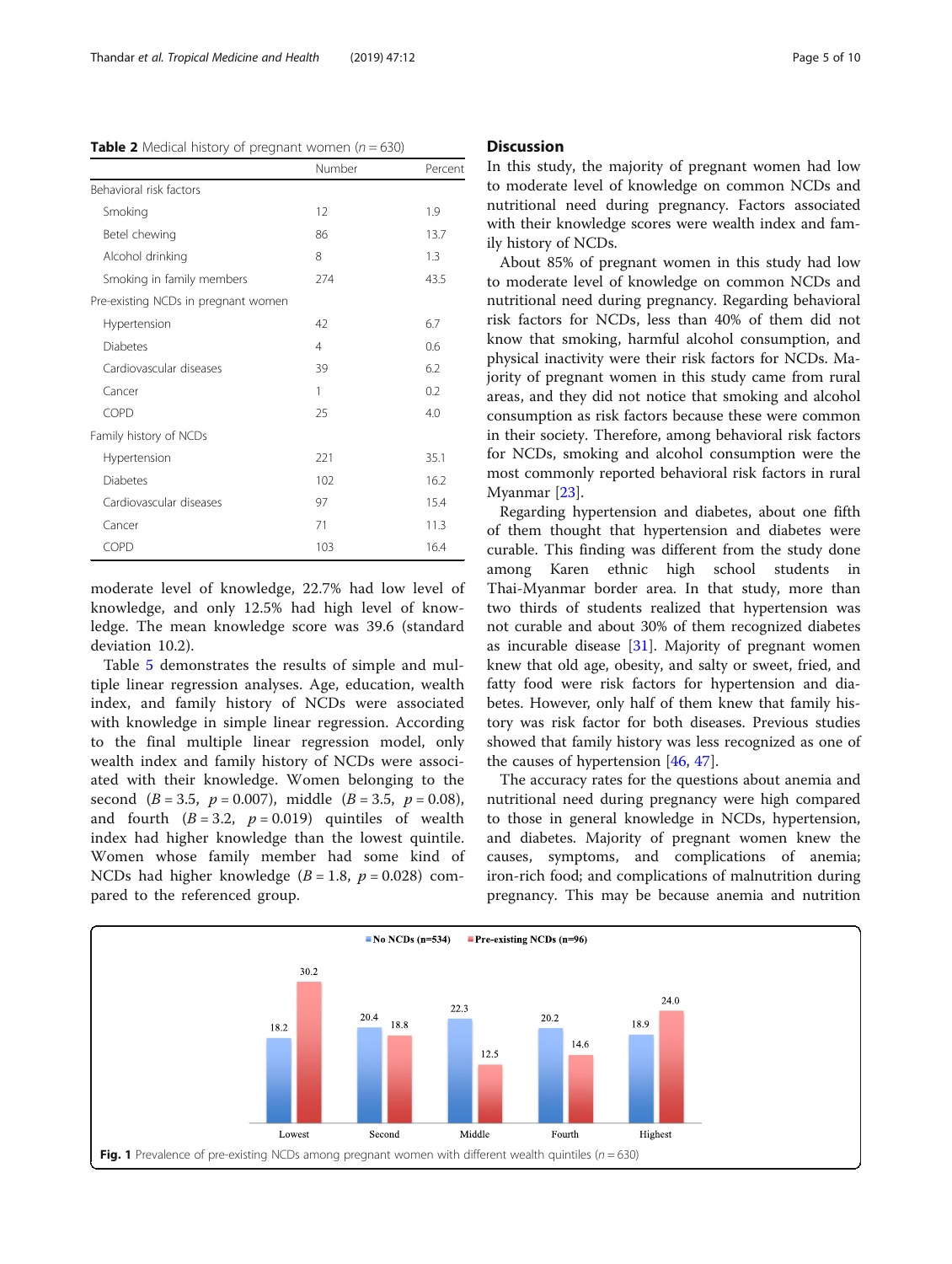**Table 2** Medical history of pregnant women ($n = 630$)

| | Number | Percent |
|---|---|---|
| Behavioral risk factors | | |
| Smoking | 12 | 1.9 |
| Betel chewing | 86 | 13.7 |
| Alcohol drinking | 8 | 1.3 |
| Smoking in family members | 274 | 43.5 |
| Pre-existing NCDs in pregnant women | | |
| Hypertension | 42 | 6.7 |
| Diabetes | 4 | 0.6 |
| Cardiovascular diseases | 39 | 6.2 |
| Cancer | 1 | 0.2 |
| COPD | 25 | 4.0 |
| Family history of NCDs | | |
| Hypertension | 221 | 35.1 |
| Diabetes | 102 | 16.2 |
| Cardiovascular diseases | 97 | 15.4 |
| Cancer | 71 | 11.3 |
| COPD | 103 | 16.4 |

moderate level of knowledge, 22.7% had low level of knowledge, and only 12.5% had high level of knowledge. The mean knowledge score was 39.6 (standard deviation 10.2).

Table 5 demonstrates the results of simple and multiple linear regression analyses. Age, education, wealth index, and family history of NCDs were associated with knowledge in simple linear regression. According to the final multiple linear regression model, only wealth index and family history of NCDs were associated with their knowledge. Women belonging to the second ($B = 3.5$, $p = 0.007$), middle ($B = 3.5$, $p = 0.08$), and fourth ($B = 3.2$, $p = 0.019$) quintiles of wealth index had higher knowledge than the lowest quintile. Women whose family member had some kind of NCDs had higher knowledge ($B = 1.8$, $p = 0.028$) compared to the referenced group.

## Discussion

In this study, the majority of pregnant women had low to moderate level of knowledge on common NCDs and nutritional need during pregnancy. Factors associated with their knowledge scores were wealth index and family history of NCDs.

About 85% of pregnant women in this study had low to moderate level of knowledge on common NCDs and nutritional need during pregnancy. Regarding behavioral risk factors for NCDs, less than 40% of them did not know that smoking, harmful alcohol consumption, and physical inactivity were their risk factors for NCDs. Majority of pregnant women in this study came from rural areas, and they did not notice that smoking and alcohol consumption as risk factors because these were common in their society. Therefore, among behavioral risk factors for NCDs, smoking and alcohol consumption were the most commonly reported behavioral risk factors in rural Myanmar [23].

Regarding hypertension and diabetes, about one fifth of them thought that hypertension and diabetes were curable. This finding was different from the study done among Karen ethnic high school students in Thai-Myanmar border area. In that study, more than two thirds of students realized that hypertension was not curable and about 30% of them recognized diabetes as incurable disease [31]. Majority of pregnant women knew that old age, obesity, and salty or sweet, fried, and fatty food were risk factors for hypertension and diabetes. However, only half of them knew that family history was risk factor for both diseases. Previous studies showed that family history was less recognized as one of the causes of hypertension [46, 47].

The accuracy rates for the questions about anemia and nutritional need during pregnancy were high compared to those in general knowledge in NCDs, hypertension, and diabetes. Majority of pregnant women knew the causes, symptoms, and complications of anemia; iron-rich food; and complications of malnutrition during pregnancy. This may be because anemia and nutrition

**Fig. 1** Prevalence of pre-existing NCDs among pregnant women with different wealth quintiles ($n = 630$)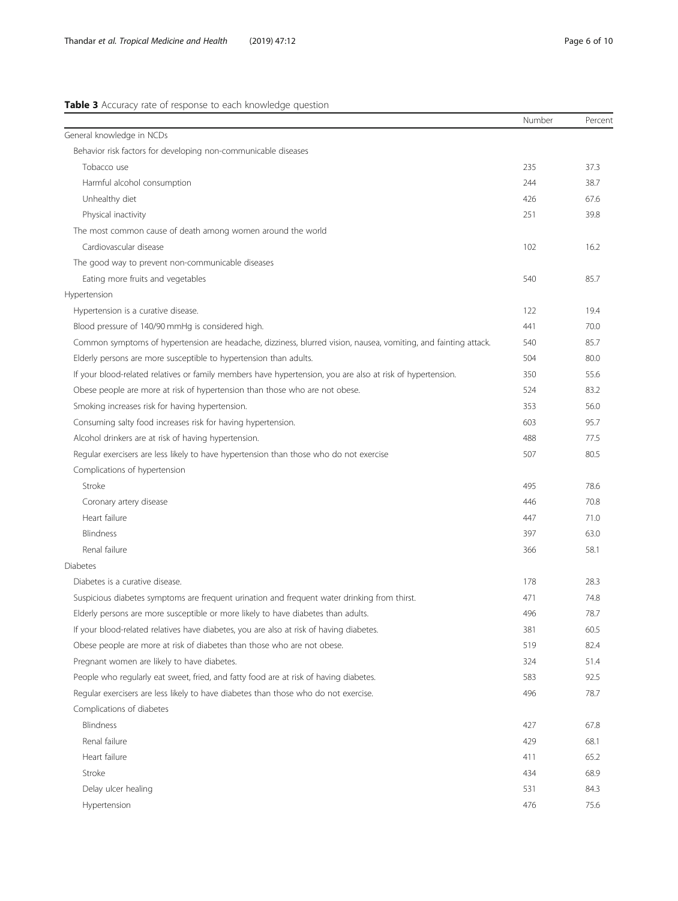**Table 3** Accuracy rate of response to each knowledge question

| | Number | Percent |
|---|---|---|
| General knowledge in NCDs | | |
| Behavior risk factors for developing non-communicable diseases | | |
| Tobacco use | 235 | 37.3 |
| Harmful alcohol consumption | 244 | 38.7 |
| Unhealthy diet | 426 | 67.6 |
| Physical inactivity | 251 | 39.8 |
| The most common cause of death among women around the world | | |
| Cardiovascular disease | 102 | 16.2 |
| The good way to prevent non-communicable diseases | | |
| Eating more fruits and vegetables | 540 | 85.7 |
| Hypertension | | |
| Hypertension is a curative disease. | 122 | 19.4 |
| Blood pressure of 140/90 mmHg is considered high. | 441 | 70.0 |
| Common symptoms of hypertension are headache, dizziness, blurred vision, nausea, vomiting, and fainting attack. | 540 | 85.7 |
| Elderly persons are more susceptible to hypertension than adults. | 504 | 80.0 |
| If your blood-related relatives or family members have hypertension, you are also at risk of hypertension. | 350 | 55.6 |
| Obese people are more at risk of hypertension than those who are not obese. | 524 | 83.2 |
| Smoking increases risk for having hypertension. | 353 | 56.0 |
| Consuming salty food increases risk for having hypertension. | 603 | 95.7 |
| Alcohol drinkers are at risk of having hypertension. | 488 | 77.5 |
| Regular exercisers are less likely to have hypertension than those who do not exercise | 507 | 80.5 |
| Complications of hypertension | | |
| Stroke | 495 | 78.6 |
| Coronary artery disease | 446 | 70.8 |
| Heart failure | 447 | 71.0 |
| Blindness | 397 | 63.0 |
| Renal failure | 366 | 58.1 |
| Diabetes | | |
| Diabetes is a curative disease. | 178 | 28.3 |
| Suspicious diabetes symptoms are frequent urination and frequent water drinking from thirst. | 471 | 74.8 |
| Elderly persons are more susceptible or more likely to have diabetes than adults. | 496 | 78.7 |
| If your blood-related relatives have diabetes, you are also at risk of having diabetes. | 381 | 60.5 |
| Obese people are more at risk of diabetes than those who are not obese. | 519 | 82.4 |
| Pregnant women are likely to have diabetes. | 324 | 51.4 |
| People who regularly eat sweet, fried, and fatty food are at risk of having diabetes. | 583 | 92.5 |
| Regular exercisers are less likely to have diabetes than those who do not exercise. | 496 | 78.7 |
| Complications of diabetes | | |
| Blindness | 427 | 67.8 |
| Renal failure | 429 | 68.1 |
| Heart failure | 411 | 65.2 |
| Stroke | 434 | 68.9 |
| Delay ulcer healing | 531 | 84.3 |
| Hypertension | 476 | 75.6 |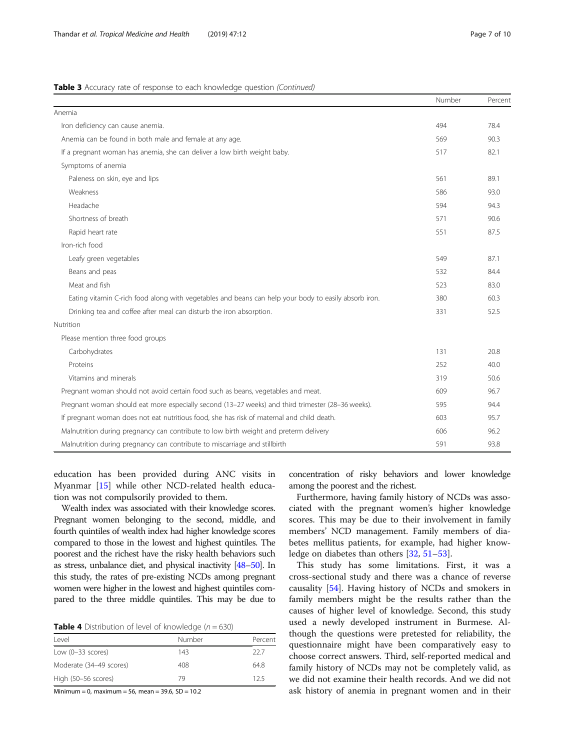**Table 3** Accuracy rate of response to each knowledge question *(Continued)*

| | Number | Percent |
|---|---|---|
| Anemia | | |
| Iron deficiency can cause anemia. | 494 | 78.4 |
| Anemia can be found in both male and female at any age. | 569 | 90.3 |
| If a pregnant woman has anemia, she can deliver a low birth weight baby. | 517 | 82.1 |
| Symptoms of anemia | | |
| Paleness on skin, eye and lips | 561 | 89.1 |
| Weakness | 586 | 93.0 |
| Headache | 594 | 94.3 |
| Shortness of breath | 571 | 90.6 |
| Rapid heart rate | 551 | 87.5 |
| Iron-rich food | | |
| Leafy green vegetables | 549 | 87.1 |
| Beans and peas | 532 | 84.4 |
| Meat and fish | 523 | 83.0 |
| Eating vitamin C-rich food along with vegetables and beans can help your body to easily absorb iron. | 380 | 60.3 |
| Drinking tea and coffee after meal can disturb the iron absorption. | 331 | 52.5 |
| Nutrition | | |
| Please mention three food groups | | |
| Carbohydrates | 131 | 20.8 |
| Proteins | 252 | 40.0 |
| Vitamins and minerals | 319 | 50.6 |
| Pregnant woman should not avoid certain food such as beans, vegetables and meat. | 609 | 96.7 |
| Pregnant woman should eat more especially second (13–27 weeks) and third trimester (28–36 weeks). | 595 | 94.4 |
| If pregnant woman does not eat nutritious food, she has risk of maternal and child death. | 603 | 95.7 |
| Malnutrition during pregnancy can contribute to low birth weight and preterm delivery | 606 | 96.2 |
| Malnutrition during pregnancy can contribute to miscarriage and stillbirth | 591 | 93.8 |

education has been provided during ANC visits in Myanmar [15] while other NCD-related health education was not compulsorily provided to them.

Wealth index was associated with their knowledge scores. Pregnant women belonging to the second, middle, and fourth quintiles of wealth index had higher knowledge scores compared to those in the lowest and highest quintiles. The poorest and the richest have the risky health behaviors such as stress, unbalance diet, and physical inactivity [48–50]. In this study, the rates of pre-existing NCDs among pregnant women were higher in the lowest and highest quintiles compared to the three middle quintiles. This may be due to concentration of risky behaviors and lower knowledge among the poorest and the richest.

**Table 4** Distribution of level of knowledge ($n = 630$)

| Level | Number | Percent |
|---|---|---|
| Low (0–33 scores) | 143 | 22.7 |
| Moderate (34–49 scores) | 408 | 64.8 |
| High (50–56 scores) | 79 | 12.5 |

Minimum = 0, maximum = 56, mean = 39.6, SD = 10.2

Furthermore, having family history of NCDs was associated with the pregnant women's higher knowledge scores. This may be due to their involvement in family members' NCD management. Family members of diabetes mellitus patients, for example, had higher knowledge on diabetes than others [32, 51–53].

This study has some limitations. First, it was a cross-sectional study and there was a chance of reverse causality [54]. Having history of NCDs and smokers in family members might be the results rather than the causes of higher level of knowledge. Second, this study used a newly developed instrument in Burmese. Although the questions were pretested for reliability, the questionnaire might have been comparatively easy to choose correct answers. Third, self-reported medical and family history of NCDs may not be completely valid, as we did not examine their health records. And we did not ask history of anemia in pregnant women and in their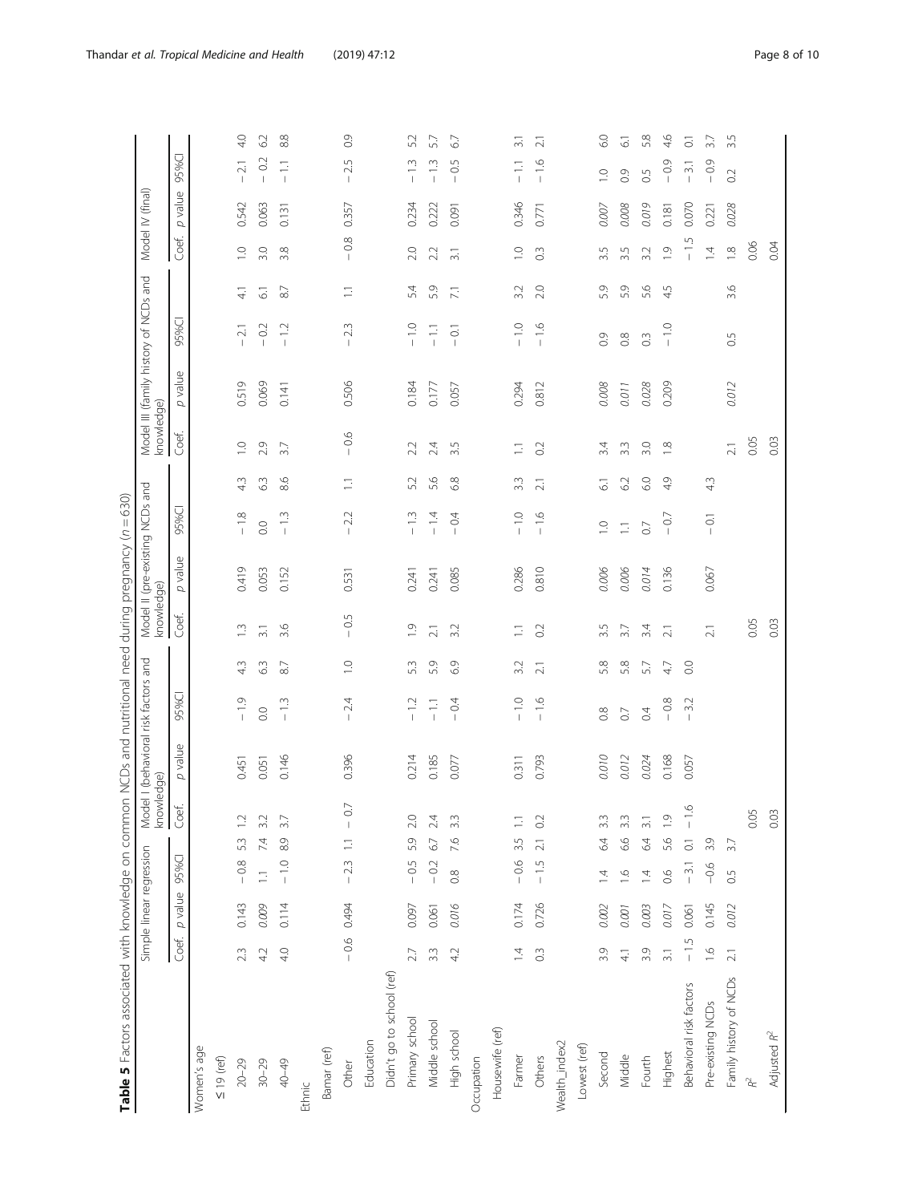**Table 5** Factors associated with knowledge on common NCDs and nutritional need during pregnancy ($n = 630$)

| | Simple linear regression | | | | Model I (behavioral risk factors and knowledge) | | | | Model II (pre-existing NCDs and knowledge) | | | | Model III (family history of NCDs and knowledge) | | | | Model IV (final) | | | |
|---|---|---|---|---|---|---|---|---|---|---|---|---|---|---|---|---|---|---|---|---|
| | Coef. | p value | 95%CI | | Coef. | p value | 95%CI | | Coef. | p value | 95%CI | | Coef. | p value | 95%CI | | Coef. | p value | 95%CI | |
| Women's age | | | | | | | | | | | | | | | | | | | | |
| ≤ 19 (ref) | | | | | | | | | | | | | | | | | | | | |
| 20–29 | 2.3 | 0.143 | − 0.8 | 5.3 | 1.2 | 0.451 | − 1.9 | 4.3 | 1.3 | 0.419 | − 1.8 | 4.3 | 1.0 | 0.519 | − 2.1 | 4.1 | 1.0 | 0.542 | − 2.1 | 4.0 |
| 30–29 | 4.2 | *0.009* | 1.1 | 7.4 | 3.2 | 0.051 | 0.0 | 6.3 | 3.1 | 0.053 | 0.0 | 6.3 | 2.9 | 0.069 | − 0.2 | 6.1 | 3.0 | 0.063 | − 0.2 | 6.2 |
| 40–49 | 4.0 | 0.114 | − 1.0 | 8.9 | 3.7 | 0.146 | − 1.3 | 8.7 | 3.6 | 0.152 | − 1.3 | 8.6 | 3.7 | 0.141 | − 1.2 | 8.7 | 3.8 | 0.131 | − 1.1 | 8.8 |
| Ethnic | | | | | | | | | | | | | | | | | | | | |
| Bamar (ref) | | | | | | | | | | | | | | | | | | | | |
| Other | − 0.6 | 0.494 | − 2.3 | 1.1 | − 0.7 | 0.396 | − 2.4 | 1.0 | − 0.5 | 0.531 | − 2.2 | 1.1 | − 0.6 | 0.506 | − 2.3 | 1.1 | − 0.8 | 0.357 | − 2.5 | 0.9 |
| Education | | | | | | | | | | | | | | | | | | | | |
| Didn't go to school (ref) | | | | | | | | | | | | | | | | | | | | |
| Primary school | 2.7 | 0.097 | − 0.5 | 5.9 | 2.0 | 0.214 | − 1.2 | 5.3 | 1.9 | 0.241 | − 1.3 | 5.2 | 2.2 | 0.184 | − 1.0 | 5.4 | 2.0 | 0.234 | − 1.3 | 5.2 |
| Middle school | 3.3 | 0.061 | − 0.2 | 6.7 | 2.4 | 0.185 | − 1.1 | 5.9 | 2.1 | 0.241 | − 1.4 | 5.6 | 2.4 | 0.177 | − 1.1 | 5.9 | 2.2 | 0.222 | − 1.3 | 5.7 |
| High school | 4.2 | *0.016* | 0.8 | 7.6 | 3.3 | 0.077 | − 0.4 | 6.9 | 3.2 | 0.085 | − 0.4 | 6.8 | 3.5 | 0.057 | − 0.1 | 7.1 | 3.1 | 0.091 | − 0.5 | 6.7 |
| Occupation | | | | | | | | | | | | | | | | | | | | |
| Housewife (ref) | | | | | | | | | | | | | | | | | | | | |
| Farmer | 1.4 | 0.174 | − 0.6 | 3.5 | 1.1 | 0.311 | − 1.0 | 3.2 | 1.1 | 0.286 | − 1.0 | 3.3 | 1.1 | 0.294 | − 1.0 | 3.2 | 1.0 | 0.346 | − 1.1 | 3.1 |
| Others | 0.3 | 0.726 | − 1.5 | 2.1 | 0.2 | 0.793 | − 1.6 | 2.1 | 0.2 | 0.810 | − 1.6 | 2.1 | 0.2 | 0.812 | − 1.6 | 2.0 | 0.3 | 0.771 | − 1.6 | 2.1 |
| Wealth_index2 | | | | | | | | | | | | | | | | | | | | |
| Lowest (ref) | | | | | | | | | | | | | | | | | | | | |
| Second | 3.9 | *0.002* | 1.4 | 6.4 | 3.3 | *0.010* | 0.8 | 5.8 | 3.5 | *0.006* | 1.0 | 6.1 | 3.4 | *0.008* | 0.9 | 5.9 | 3.5 | *0.007* | 1.0 | 6.0 |
| Middle | 4.1 | *0.001* | 1.6 | 6.6 | 3.3 | *0.012* | 0.7 | 5.8 | 3.7 | *0.006* | 1.1 | 6.2 | 3.3 | *0.011* | 0.8 | 5.9 | 3.5 | *0.008* | 0.9 | 6.1 |
| Fourth | 3.9 | *0.003* | 1.4 | 6.4 | 3.1 | *0.024* | 0.4 | 5.7 | 3.4 | *0.014* | 0.7 | 6.0 | 3.0 | *0.028* | 0.3 | 5.6 | 3.2 | *0.019* | 0.5 | 5.8 |
| Highest | 3.1 | *0.017* | 0.6 | 5.6 | 1.9 | 0.168 | − 0.8 | 4.7 | 2.1 | 0.136 | − 0.7 | 4.9 | 1.8 | 0.209 | − 1.0 | 4.5 | 1.9 | 0.181 | − 0.9 | 4.6 |
| Behavioral risk factors | − 1.5 | 0.061 | − 3.1 | 0.1 | − 1.6 | 0.057 | − 3.2 | 0.0 | | | | | | | | | − 1.5 | 0.070 | − 3.1 | 0.1 |
| Pre-existing NCDs | 1.6 | 0.145 | −0.6 | 3.9 | | | | | 2.1 | 0.067 | − 0.1 | 4.3 | | | | | 1.4 | 0.221 | − 0.9 | 3.7 |
| Family history of NCDs | 2.1 | *0.012* | 0.5 | 3.7 | | | | | | | | | 2.1 | *0.012* | 0.5 | 3.6 | 1.8 | *0.028* | 0.2 | 3.5 |
| $R^2$ | | | | | 0.05 | | | | 0.05 | | | | 0.05 | | | | 0.06 | | | |
| Adjusted $R^2$ | | | | | 0.03 | | | | 0.03 | | | | 0.03 | | | | 0.04 | | | |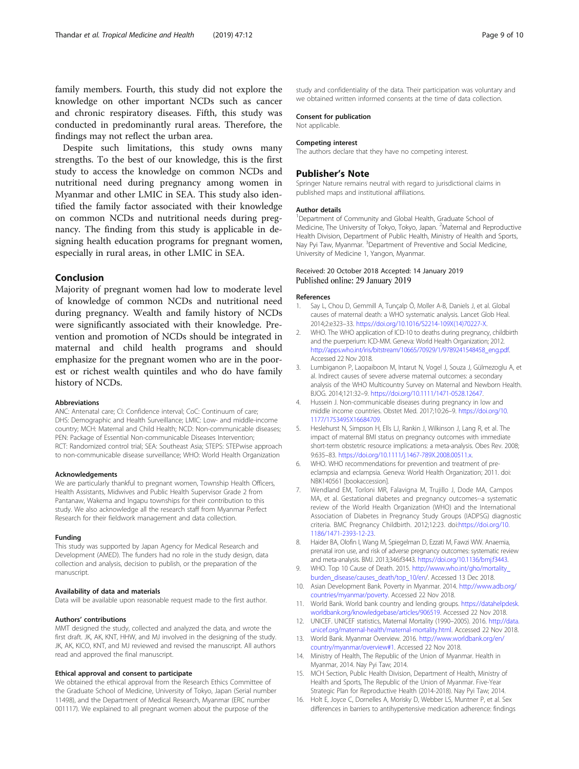family members. Fourth, this study did not explore the knowledge on other important NCDs such as cancer and chronic respiratory diseases. Fifth, this study was conducted in predominantly rural areas. Therefore, the findings may not reflect the urban area.

Despite such limitations, this study owns many strengths. To the best of our knowledge, this is the first study to access the knowledge on common NCDs and nutritional need during pregnancy among women in Myanmar and other LMIC in SEA. This study also identified the family factor associated with their knowledge on common NCDs and nutritional needs during pregnancy. The finding from this study is applicable in designing health education programs for pregnant women, especially in rural areas, in other LMIC in SEA.

## Conclusion

Majority of pregnant women had low to moderate level of knowledge of common NCDs and nutritional need during pregnancy. Wealth and family history of NCDs were significantly associated with their knowledge. Prevention and promotion of NCDs should be integrated in maternal and child health programs and should emphasize for the pregnant women who are in the poorest or richest wealth quintiles and who do have family history of NCDs.

#### Abbreviations

ANC: Antenatal care; CI: Confidence interval; CoC: Continuum of care; DHS: Demographic and Health Surveillance; LMIC: Low- and middle-income country; MCH: Maternal and Child Health; NCD: Non-communicable diseases; PEN: Package of Essential Non-communicable Diseases Intervention; RCT: Randomized control trial; SEA: Southeast Asia; STEPS: STEPwise approach to non-communicable disease surveillance; WHO: World Health Organization

#### Acknowledgements

We are particularly thankful to pregnant women, Township Health Officers, Health Assistants, Midwives and Public Health Supervisor Grade 2 from Pantanaw, Wakema and Ingapu townships for their contribution to this study. We also acknowledge all the research staff from Myanmar Perfect Research for their fieldwork management and data collection.

#### Funding

This study was supported by Japan Agency for Medical Research and Development (AMED). The funders had no role in the study design, data collection and analysis, decision to publish, or the preparation of the manuscript.

#### Availability of data and materials

Data will be available upon reasonable request made to the first author.

#### Authors' contributions

MMT designed the study, collected and analyzed the data, and wrote the first draft. JK, AK, KNT, HHW, and MJ involved in the designing of the study. JK, AK, KICO, KNT, and MJ reviewed and revised the manuscript. All authors read and approved the final manuscript.

#### Ethical approval and consent to participate

We obtained the ethical approval from the Research Ethics Committee of the Graduate School of Medicine, University of Tokyo, Japan (Serial number 11498), and the Department of Medical Research, Myanmar (ERC number 001117). We explained to all pregnant women about the purpose of the study and confidentiality of the data. Their participation was voluntary and we obtained written informed consents at the time of data collection.

#### Consent for publication

Not applicable.

#### Competing interest

The authors declare that they have no competing interest.

## Publisher's Note

Springer Nature remains neutral with regard to jurisdictional claims in published maps and institutional affiliations.

#### Author details

[1]Department of Community and Global Health, Graduate School of Medicine, The University of Tokyo, Tokyo, Japan. [2]Maternal and Reproductive Health Division, Department of Public Health, Ministry of Health and Sports, Nay Pyi Taw, Myanmar. [3]Department of Preventive and Social Medicine, University of Medicine 1, Yangon, Myanmar.

Received: 20 October 2018 Accepted: 14 January 2019
Published online: 29 January 2019

#### References

1. Say L, Chou D, Gemmill A, Tunçalp Ö, Moller A-B, Daniels J, et al. Global causes of maternal death: a WHO systematic analysis. Lancet Glob Heal. 2014;2:e323–33. https://doi.org/10.1016/S2214-109X(14)70227-X.
2. WHO. The WHO application of ICD-10 to deaths during pregnancy, childbirth and the puerperium: ICD-MM. Geneva: World Health Organization; 2012. http://apps.who.int/iris/bitstream/10665/70929/1/9789241548458_eng.pdf. Accessed 22 Nov 2018.
3. Lumbiganon P, Laopaiboon M, Intarut N, Vogel J, Souza J, Gülmezoglu A, et al. Indirect causes of severe adverse maternal outcomes: a secondary analysis of the WHO Multicountry Survey on Maternal and Newborn Health. BJOG. 2014;121:32–9. https://doi.org/10.1111/1471-0528.12647.
4. Hussein J. Non-communicable diseases during pregnancy in low and middle income countries. Obstet Med. 2017;10:26–9. https://doi.org/10.1177/1753495X16684709.
5. Heslehurst N, Simpson H, Ells LJ, Rankin J, Wilkinson J, Lang R, et al. The impact of maternal BMI status on pregnancy outcomes with immediate short-term obstetric resource implications: a meta-analysis. Obes Rev. 2008; 9:635–83. https://doi.org/10.1111/j.1467-789X.2008.00511.x.
6. WHO. WHO recommendations for prevention and treatment of pre-eclampsia and eclampsia. Geneva: World Health Organization; 2011. doi: NBK140561 [bookaccession].
7. Wendland EM, Torloni MR, Falavigna M, Trujillo J, Dode MA, Campos MA, et al. Gestational diabetes and pregnancy outcomes--a systematic review of the World Health Organization (WHO) and the International Association of Diabetes in Pregnancy Study Groups (IADPSG) diagnostic criteria. BMC Pregnancy Childbirth. 2012;12:23. doi:https://doi.org/10.1186/1471-2393-12-23.
8. Haider BA, Olofin I, Wang M, Spiegelman D, Ezzati M, Fawzi WW. Anaemia, prenatal iron use, and risk of adverse pregnancy outcomes: systematic review and meta-analysis. BMJ. 2013;346:f3443. https://doi.org/10.1136/bmj.f3443.
9. WHO. Top 10 Cause of Death. 2015. http://www.who.int/gho/mortality_burden_disease/causes_death/top_10/en/. Accessed 13 Dec 2018.
10. Asian Development Bank. Poverty in Myanmar. 2014. http://www.adb.org/countries/myanmar/poverty. Accessed 22 Nov 2018.
11. World Bank. World bank country and lending groups. https://datahelpdesk.worldbank.org/knowledgebase/articles/906519. Accessed 22 Nov 2018.
12. UNICEF. UNICEF statistics, Maternal Mortality (1990–2005). 2016. http://data.unicef.org/maternal-health/maternal-mortality.html. Accessed 22 Nov 2018.
13. World Bank. Myanmar Overview. 2016. http://www.worldbank.org/en/country/myanmar/overview#1. Accessed 22 Nov 2018.
14. Ministry of Health, The Republic of the Union of Myanmar. Health in Myanmar, 2014. Nay Pyi Taw; 2014.
15. MCH Section, Public Health Division, Department of Health, Ministry of Health and Sports, The Republic of the Union of Myanmar. Five-Year Strategic Plan for Reproductive Health (2014-2018). Nay Pyi Taw; 2014.
16. Holt E, Joyce C, Dornelles A, Morisky D, Webber LS, Muntner P, et al. Sex differences in barriers to antihypertensive medication adherence: findings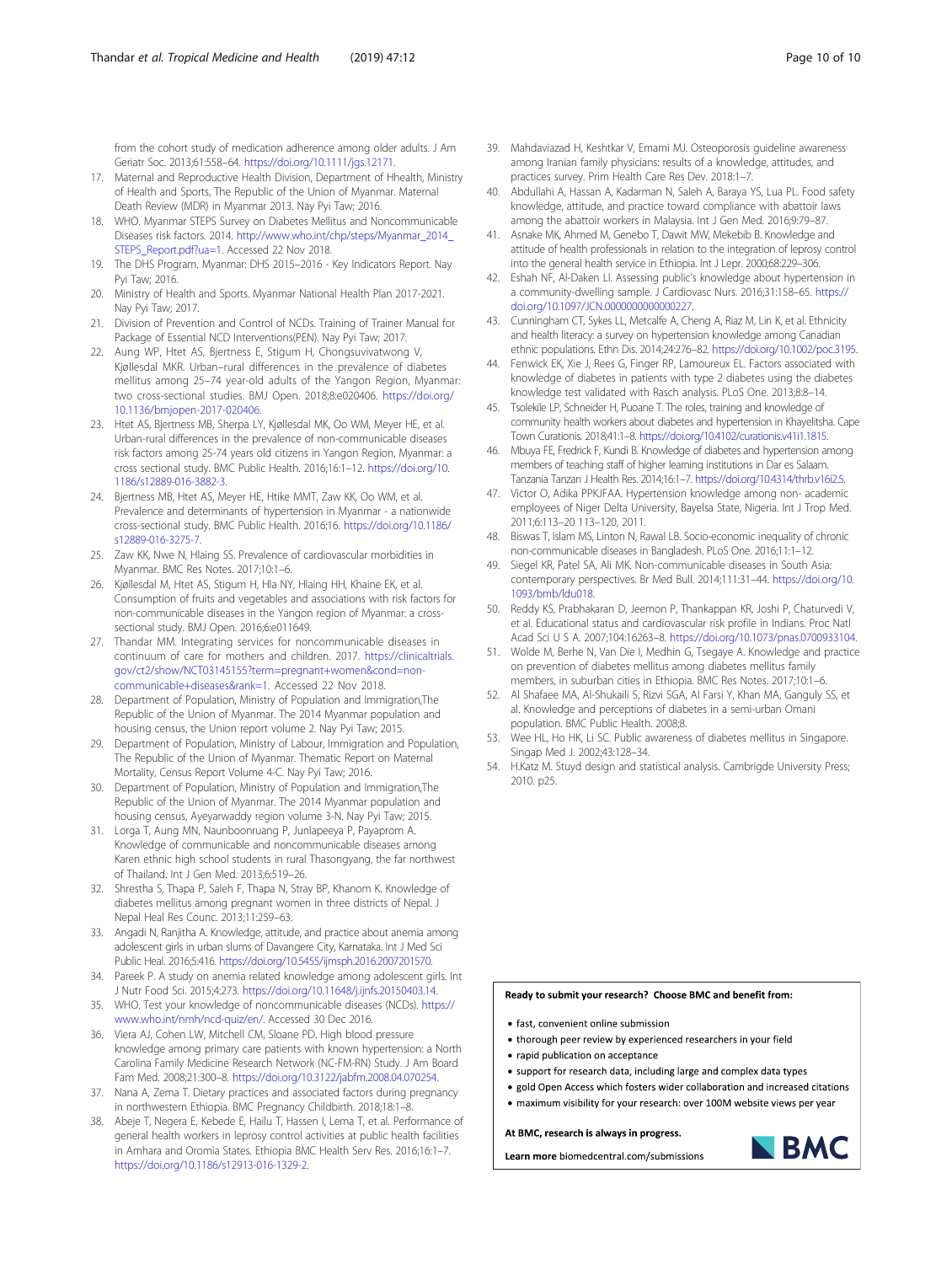from the cohort study of medication adherence among older adults. J Am Geriatr Soc. 2013;61:558–64. https://doi.org/10.1111/jgs.12171.

17. Maternal and Reproductive Health Division, Department of Hhealth, Ministry of Health and Sports, The Republic of the Union of Myanmar. Maternal Death Review (MDR) in Myanmar 2013. Nay Pyi Taw; 2016.
18. WHO. Myanmar STEPS Survey on Diabetes Mellitus and Noncommunicable Diseases risk factors. 2014. http://www.who.int/chp/steps/Myanmar_2014_STEPS_Report.pdf?ua=1. Accessed 22 Nov 2018.
19. The DHS Program. Myanmar: DHS 2015–2016 - Key Indicators Report. Nay Pyi Taw; 2016.
20. Ministry of Health and Sports. Myanmar National Health Plan 2017-2021. Nay Pyi Taw; 2017.
21. Division of Prevention and Control of NCDs. Training of Trainer Manual for Package of Essential NCD Interventions(PEN). Nay Pyi Taw; 2017.
22. Aung WP, Htet AS, Bjertness E, Stigum H, Chongsuvivatwong V, Kjøllesdal MKR. Urban–rural differences in the prevalence of diabetes mellitus among 25–74 year-old adults of the Yangon Region, Myanmar: two cross-sectional studies. BMJ Open. 2018;8:e020406. https://doi.org/10.1136/bmjopen-2017-020406.
23. Htet AS, Bjertness MB, Sherpa LY, Kjøllesdal MK, Oo WM, Meyer HE, et al. Urban-rural differences in the prevalence of non-communicable diseases risk factors among 25-74 years old citizens in Yangon Region, Myanmar: a cross sectional study. BMC Public Health. 2016;16:1–12. https://doi.org/10.1186/s12889-016-3882-3.
24. Bjertness MB, Htet AS, Meyer HE, Htike MMT, Zaw KK, Oo WM, et al. Prevalence and determinants of hypertension in Myanmar - a nationwide cross-sectional study. BMC Public Health. 2016;16. https://doi.org/10.1186/s12889-016-3275-7.
25. Zaw KK, Nwe N, Hlaing SS. Prevalence of cardiovascular morbidities in Myanmar. BMC Res Notes. 2017;10:1–6.
26. Kjøllesdal M, Htet AS, Stigum H, Hla NY, Hlaing HH, Khaine EK, et al. Consumption of fruits and vegetables and associations with risk factors for non-communicable diseases in the Yangon region of Myanmar: a cross-sectional study. BMJ Open. 2016;6:e011649.
27. Thandar MM. Integrating services for noncommunicable diseases in continuum of care for mothers and children. 2017. https://clinicaltrials.gov/ct2/show/NCT03145155?term=pregnant+women&cond=non-communicable+diseases&rank=1. Accessed 22 Nov 2018.
28. Department of Population, Ministry of Population and Immigration,The Republic of the Union of Myanmar. The 2014 Myanmar population and housing census, the Union report volume 2. Nay Pyi Taw; 2015.
29. Department of Population, Ministry of Labour, Immigration and Population, The Republic of the Union of Myanmar. Thematic Report on Maternal Mortality, Census Report Volume 4-C. Nay Pyi Taw; 2016.
30. Department of Population, Ministry of Population and Immigration,The Republic of the Union of Myanmar. The 2014 Myanmar population and housing census, Ayeyarwaddy region volume 3-N. Nay Pyi Taw; 2015.
31. Lorga T, Aung MN, Naunboonruang P, Junlapeeya P, Payaprom A. Knowledge of communicable and noncommunicable diseases among Karen ethnic high school students in rural Thasongyang, the far northwest of Thailand. Int J Gen Med. 2013;6:519–26.
32. Shrestha S, Thapa P, Saleh F, Thapa N, Stray BP, Khanom K. Knowledge of diabetes mellitus among pregnant women in three districts of Nepal. J Nepal Heal Res Counc. 2013;11:259–63.
33. Angadi N, Ranjitha A. Knowledge, attitude, and practice about anemia among adolescent girls in urban slums of Davangere City, Karnataka. Int J Med Sci Public Heal. 2016;5:416. https://doi.org/10.5455/ijmsph.2016.2007201570.
34. Pareek P. A study on anemia related knowledge among adolescent girls. Int J Nutr Food Sci. 2015;4:273. https://doi.org/10.11648/j.ijnfs.20150403.14.
35. WHO. Test your knowledge of noncommunicable diseases (NCDs). https://www.who.int/nmh/ncd-quiz/en/. Accessed 30 Dec 2016.
36. Viera AJ, Cohen LW, Mitchell CM, Sloane PD. High blood pressure knowledge among primary care patients with known hypertension: a North Carolina Family Medicine Research Network (NC-FM-RN) Study. J Am Board Fam Med. 2008;21:300–8. https://doi.org/10.3122/jabfm.2008.04.070254.
37. Nana A, Zema T. Dietary practices and associated factors during pregnancy in northwestern Ethiopia. BMC Pregnancy Childbirth. 2018;18:1–8.
38. Abeje T, Negera E, Kebede E, Hailu T, Hassen I, Lema T, et al. Performance of general health workers in leprosy control activities at public health facilities in Amhara and Oromia States. Ethiopia BMC Health Serv Res. 2016;16:1–7. https://doi.org/10.1186/s12913-016-1329-2.
39. Mahdaviazad H, Keshtkar V, Emami MJ. Osteoporosis guideline awareness among Iranian family physicians: results of a knowledge, attitudes, and practices survey. Prim Health Care Res Dev. 2018:1–7.
40. Abdullahi A, Hassan A, Kadarman N, Saleh A, Baraya YS, Lua PL. Food safety knowledge, attitude, and practice toward compliance with abattoir laws among the abattoir workers in Malaysia. Int J Gen Med. 2016;9:79–87.
41. Asnake MK, Ahmed M, Genebo T, Dawit MW, Mekebib B. Knowledge and attitude of health professionals in relation to the integration of leprosy control into the general health service in Ethiopia. Int J Lepr. 2000;68:229–306.
42. Eshah NF, Al-Daken LI. Assessing public's knowledge about hypertension in a community-dwelling sample. J Cardiovasc Nurs. 2016;31:158–65. https://doi.org/10.1097/JCN.0000000000000227.
43. Cunningham CT, Sykes LL, Metcalfe A, Cheng A, Riaz M, Lin K, et al. Ethnicity and health literacy: a survey on hypertension knowledge among Canadian ethnic populations. Ethn Dis. 2014;24:276–82. https://doi.org/10.1002/poc.3195.
44. Fenwick EK, Xie J, Rees G, Finger RP, Lamoureux EL. Factors associated with knowledge of diabetes in patients with type 2 diabetes using the diabetes knowledge test validated with Rasch analysis. PLoS One. 2013;8:8–14.
45. Tsolekile LP, Schneider H, Puoane T. The roles, training and knowledge of community health workers about diabetes and hypertension in Khayelitsha. Cape Town Curationis. 2018;41:1–8. https://doi.org/10.4102/curationis.v41i1.1815.
46. Mbuya FE, Fredrick F, Kundi B. Knowledge of diabetes and hypertension among members of teaching staff of higher learning institutions in Dar es Salaam. Tanzania Tanzan J Health Res. 2014;16:1–7. https://doi.org/10.4314/thrb.v16i2.5.
47. Victor O, Adika PPKJFAA. Hypertension knowledge among non- academic employees of Niger Delta University, Bayelsa State, Nigeria. Int J Trop Med. 2011;6:113–20 113–120, 2011.
48. Biswas T, Islam MS, Linton N, Rawal LB. Socio-economic inequality of chronic non-communicable diseases in Bangladesh. PLoS One. 2016;11:1–12.
49. Siegel KR, Patel SA, Ali MK. Non-communicable diseases in South Asia: contemporary perspectives. Br Med Bull. 2014;111:31–44. https://doi.org/10.1093/bmb/ldu018.
50. Reddy KS, Prabhakaran D, Jeemon P, Thankappan KR, Joshi P, Chaturvedi V, et al. Educational status and cardiovascular risk profile in Indians. Proc Natl Acad Sci U S A. 2007;104:16263–8. https://doi.org/10.1073/pnas.0700933104.
51. Wolde M, Berhe N, Van Die I, Medhin G, Tsegaye A. Knowledge and practice on prevention of diabetes mellitus among diabetes mellitus family members, in suburban cities in Ethiopia. BMC Res Notes. 2017;10:1–6.
52. Al Shafaee MA, Al-Shukaili S, Rizvi SGA, Al Farsi Y, Khan MA, Ganguly SS, et al. Knowledge and perceptions of diabetes in a semi-urban Omani population. BMC Public Health. 2008;8.
53. Wee HL, Ho HK, Li SC. Public awareness of diabetes mellitus in Singapore. Singap Med J. 2002;43:128–34.
54. H.Katz M. Stuyd design and statistical analysis. Cambrigde University Press; 2010. p25.

**Ready to submit your research? Choose BMC and benefit from:**

- fast, convenient online submission
- thorough peer review by experienced researchers in your field
- rapid publication on acceptance
- support for research data, including large and complex data types
- gold Open Access which fosters wider collaboration and increased citations
- maximum visibility for your research: over 100M website views per year

**At BMC, research is always in progress.**

**Learn more** biomedcentral.com/submissions

BMC